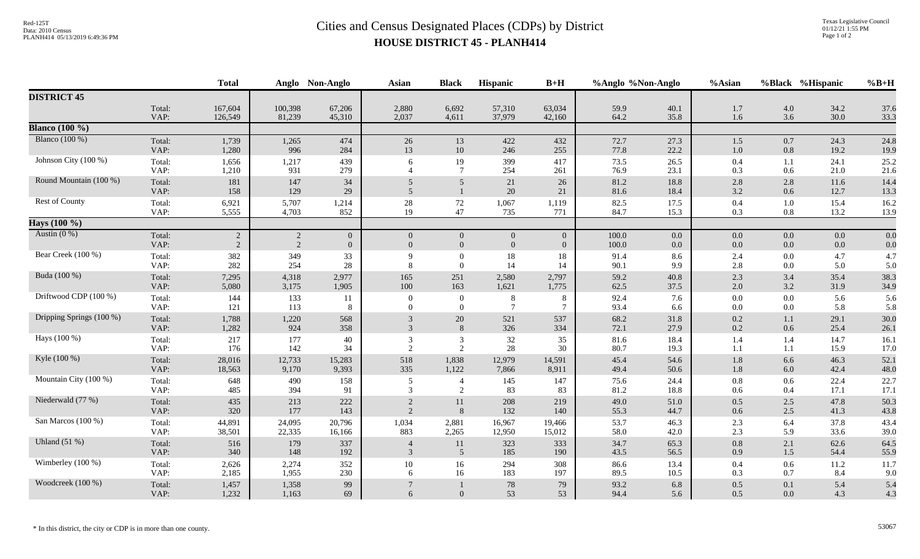# Cities and Census Designated Places (CDPs) by District

## HOUSE DISTRICT 45 - PLANH414

| | | Total | Anglo | Non-Anglo | Asian | Black | Hispanic | B+H | %Anglo | %Non-Anglo | %Asian | %Black | %Hispanic | %B+H |
|---|---|---|---|---|---|---|---|---|---|---|---|---|---|---|
| **DISTRICT 45** | | | | | | | | | | | | | | |
| | Total: | 167,604 | 100,398 | 67,206 | 2,880 | 6,692 | 57,310 | 63,034 | 59.9 | 40.1 | 1.7 | 4.0 | 34.2 | 37.6 |
| | VAP: | 126,549 | 81,239 | 45,310 | 2,037 | 4,611 | 37,979 | 42,160 | 64.2 | 35.8 | 1.6 | 3.6 | 30.0 | 33.3 |
| **Blanco (100 %)** | | | | | | | | | | | | | | |
| Blanco (100 %) | Total: | 1,739 | 1,265 | 474 | 26 | 13 | 422 | 432 | 72.7 | 27.3 | 1.5 | 0.7 | 24.3 | 24.8 |
| | VAP: | 1,280 | 996 | 284 | 13 | 10 | 246 | 255 | 77.8 | 22.2 | 1.0 | 0.8 | 19.2 | 19.9 |
| Johnson City (100 %) | Total: | 1,656 | 1,217 | 439 | 6 | 19 | 399 | 417 | 73.5 | 26.5 | 0.4 | 1.1 | 24.1 | 25.2 |
| | VAP: | 1,210 | 931 | 279 | 4 | 7 | 254 | 261 | 76.9 | 23.1 | 0.3 | 0.6 | 21.0 | 21.6 |
| Round Mountain (100 %) | Total: | 181 | 147 | 34 | 5 | 5 | 21 | 26 | 81.2 | 18.8 | 2.8 | 2.8 | 11.6 | 14.4 |
| | VAP: | 158 | 129 | 29 | 5 | 1 | 20 | 21 | 81.6 | 18.4 | 3.2 | 0.6 | 12.7 | 13.3 |
| Rest of County | Total: | 6,921 | 5,707 | 1,214 | 28 | 72 | 1,067 | 1,119 | 82.5 | 17.5 | 0.4 | 1.0 | 15.4 | 16.2 |
| | VAP: | 5,555 | 4,703 | 852 | 19 | 47 | 735 | 771 | 84.7 | 15.3 | 0.3 | 0.8 | 13.2 | 13.9 |
| **Hays (100 %)** | | | | | | | | | | | | | | |
| Austin (0 %) | Total: | 2 | 2 | 0 | 0 | 0 | 0 | 0 | 100.0 | 0.0 | 0.0 | 0.0 | 0.0 | 0.0 |
| | VAP: | 2 | 2 | 0 | 0 | 0 | 0 | 0 | 100.0 | 0.0 | 0.0 | 0.0 | 0.0 | 0.0 |
| Bear Creek (100 %) | Total: | 382 | 349 | 33 | 9 | 0 | 18 | 18 | 91.4 | 8.6 | 2.4 | 0.0 | 4.7 | 4.7 |
| | VAP: | 282 | 254 | 28 | 8 | 0 | 14 | 14 | 90.1 | 9.9 | 2.8 | 0.0 | 5.0 | 5.0 |
| Buda (100 %) | Total: | 7,295 | 4,318 | 2,977 | 165 | 251 | 2,580 | 2,797 | 59.2 | 40.8 | 2.3 | 3.4 | 35.4 | 38.3 |
| | VAP: | 5,080 | 3,175 | 1,905 | 100 | 163 | 1,621 | 1,775 | 62.5 | 37.5 | 2.0 | 3.2 | 31.9 | 34.9 |
| Driftwood CDP (100 %) | Total: | 144 | 133 | 11 | 0 | 0 | 8 | 8 | 92.4 | 7.6 | 0.0 | 0.0 | 5.6 | 5.6 |
| | VAP: | 121 | 113 | 8 | 0 | 0 | 7 | 7 | 93.4 | 6.6 | 0.0 | 0.0 | 5.8 | 5.8 |
| Dripping Springs (100 %) | Total: | 1,788 | 1,220 | 568 | 3 | 20 | 521 | 537 | 68.2 | 31.8 | 0.2 | 1.1 | 29.1 | 30.0 |
| | VAP: | 1,282 | 924 | 358 | 3 | 8 | 326 | 334 | 72.1 | 27.9 | 0.2 | 0.6 | 25.4 | 26.1 |
| Hays (100 %) | Total: | 217 | 177 | 40 | 3 | 3 | 32 | 35 | 81.6 | 18.4 | 1.4 | 1.4 | 14.7 | 16.1 |
| | VAP: | 176 | 142 | 34 | 2 | 2 | 28 | 30 | 80.7 | 19.3 | 1.1 | 1.1 | 15.9 | 17.0 |
| Kyle (100 %) | Total: | 28,016 | 12,733 | 15,283 | 518 | 1,838 | 12,979 | 14,591 | 45.4 | 54.6 | 1.8 | 6.6 | 46.3 | 52.1 |
| | VAP: | 18,563 | 9,170 | 9,393 | 335 | 1,122 | 7,866 | 8,911 | 49.4 | 50.6 | 1.8 | 6.0 | 42.4 | 48.0 |
| Mountain City (100 %) | Total: | 648 | 490 | 158 | 5 | 4 | 145 | 147 | 75.6 | 24.4 | 0.8 | 0.6 | 22.4 | 22.7 |
| | VAP: | 485 | 394 | 91 | 3 | 2 | 83 | 83 | 81.2 | 18.8 | 0.6 | 0.4 | 17.1 | 17.1 |
| Niederwald (77 %) | Total: | 435 | 213 | 222 | 2 | 11 | 208 | 219 | 49.0 | 51.0 | 0.5 | 2.5 | 47.8 | 50.3 |
| | VAP: | 320 | 177 | 143 | 2 | 8 | 132 | 140 | 55.3 | 44.7 | 0.6 | 2.5 | 41.3 | 43.8 |
| San Marcos (100 %) | Total: | 44,891 | 24,095 | 20,796 | 1,034 | 2,881 | 16,967 | 19,466 | 53.7 | 46.3 | 2.3 | 6.4 | 37.8 | 43.4 |
| | VAP: | 38,501 | 22,335 | 16,166 | 883 | 2,265 | 12,950 | 15,012 | 58.0 | 42.0 | 2.3 | 5.9 | 33.6 | 39.0 |
| Uhland (51 %) | Total: | 516 | 179 | 337 | 4 | 11 | 323 | 333 | 34.7 | 65.3 | 0.8 | 2.1 | 62.6 | 64.5 |
| | VAP: | 340 | 148 | 192 | 3 | 5 | 185 | 190 | 43.5 | 56.5 | 0.9 | 1.5 | 54.4 | 55.9 |
| Wimberley (100 %) | Total: | 2,626 | 2,274 | 352 | 10 | 16 | 294 | 308 | 86.6 | 13.4 | 0.4 | 0.6 | 11.2 | 11.7 |
| | VAP: | 2,185 | 1,955 | 230 | 6 | 16 | 183 | 197 | 89.5 | 10.5 | 0.3 | 0.7 | 8.4 | 9.0 |
| Woodcreek (100 %) | Total: | 1,457 | 1,358 | 99 | 7 | 1 | 78 | 79 | 93.2 | 6.8 | 0.5 | 0.1 | 5.4 | 5.4 |
| | VAP: | 1,232 | 1,163 | 69 | 6 | 0 | 53 | 53 | 94.4 | 5.6 | 0.5 | 0.0 | 4.3 | 4.3 |

* In this district, the city or CDP is in more than one county.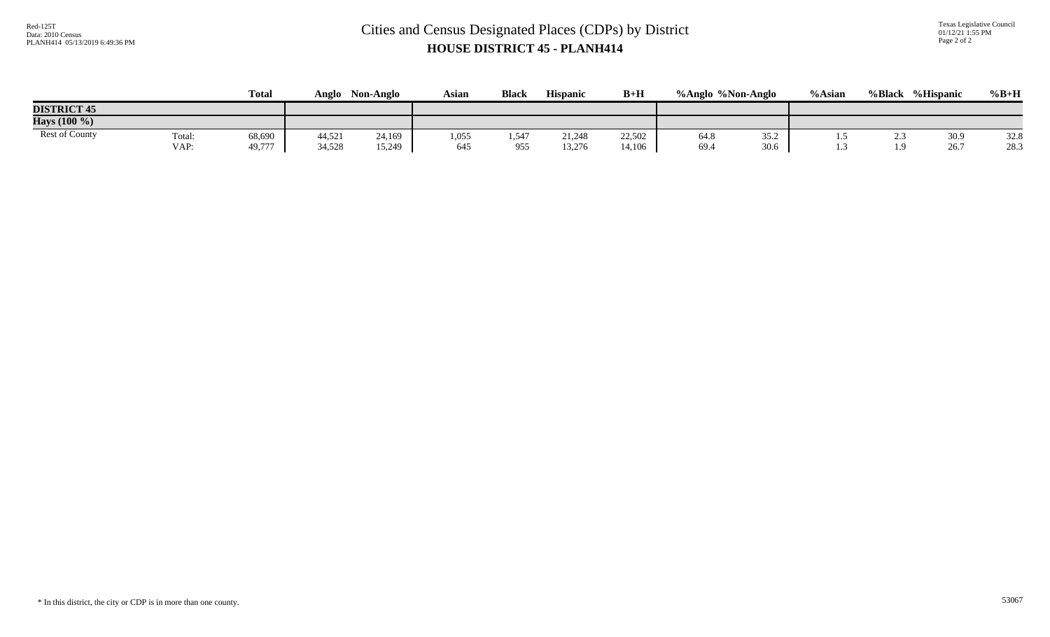# Cities and Census Designated Places (CDPs) by District

## HOUSE DISTRICT 45 - PLANH414

| | | Total | Anglo | Non-Anglo | Asian | Black | Hispanic | B+H | %Anglo | %Non-Anglo | %Asian | %Black | %Hispanic | %B+H |
|---|---|---|---|---|---|---|---|---|---|---|---|---|---|---|
| **DISTRICT 45** | | | | | | | | | | | | | | |
| **Hays (100 %)** | | | | | | | | | | | | | | |
| Rest of County | Total: | 68,690 | 44,521 | 24,169 | 1,055 | 1,547 | 21,248 | 22,502 | 64.8 | 35.2 | 1.5 | 2.3 | 30.9 | 32.8 |
| | VAP: | 49,777 | 34,528 | 15,249 | 645 | 955 | 13,276 | 14,106 | 69.4 | 30.6 | 1.3 | 1.9 | 26.7 | 28.3 |

* In this district, the city or CDP is in more than one county.